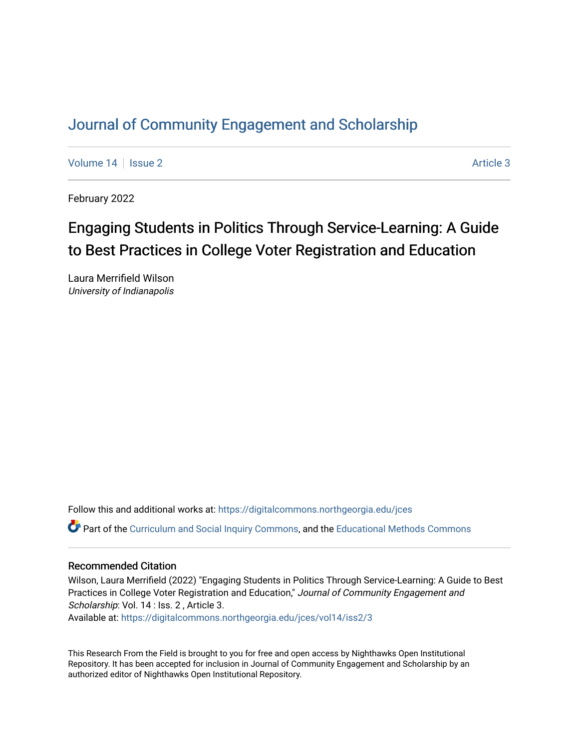# Journal of Community Engagement and Scholarship

Volume 14 | Issue 2 | Article 3

February 2022

## Engaging Students in Politics Through Service-Learning: A Guide to Best Practices in College Voter Registration and Education

Laura Merrifield Wilson
*University of Indianapolis*

Follow this and additional works at: https://digitalcommons.northgeorgia.edu/jces

Part of the Curriculum and Social Inquiry Commons, and the Educational Methods Commons

### Recommended Citation

Wilson, Laura Merrifield (2022) "Engaging Students in Politics Through Service-Learning: A Guide to Best Practices in College Voter Registration and Education," *Journal of Community Engagement and Scholarship*: Vol. 14 : Iss. 2 , Article 3.
Available at: https://digitalcommons.northgeorgia.edu/jces/vol14/iss2/3

This Research From the Field is brought to you for free and open access by Nighthawks Open Institutional Repository. It has been accepted for inclusion in Journal of Community Engagement and Scholarship by an authorized editor of Nighthawks Open Institutional Repository.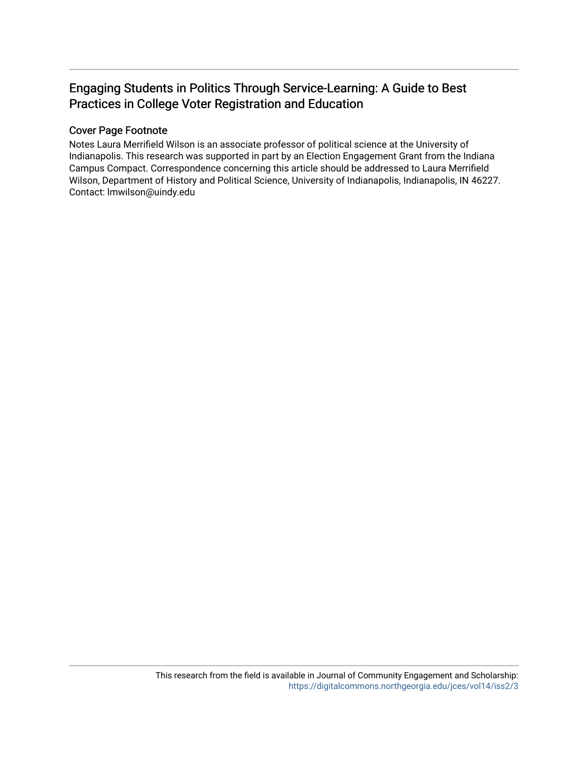## Engaging Students in Politics Through Service-Learning: A Guide to Best Practices in College Voter Registration and Education

### Cover Page Footnote

Notes Laura Merrifield Wilson is an associate professor of political science at the University of Indianapolis. This research was supported in part by an Election Engagement Grant from the Indiana Campus Compact. Correspondence concerning this article should be addressed to Laura Merrifield Wilson, Department of History and Political Science, University of Indianapolis, Indianapolis, IN 46227. Contact: lmwilson@uindy.edu

This research from the field is available in Journal of Community Engagement and Scholarship: https://digitalcommons.northgeorgia.edu/jces/vol14/iss2/3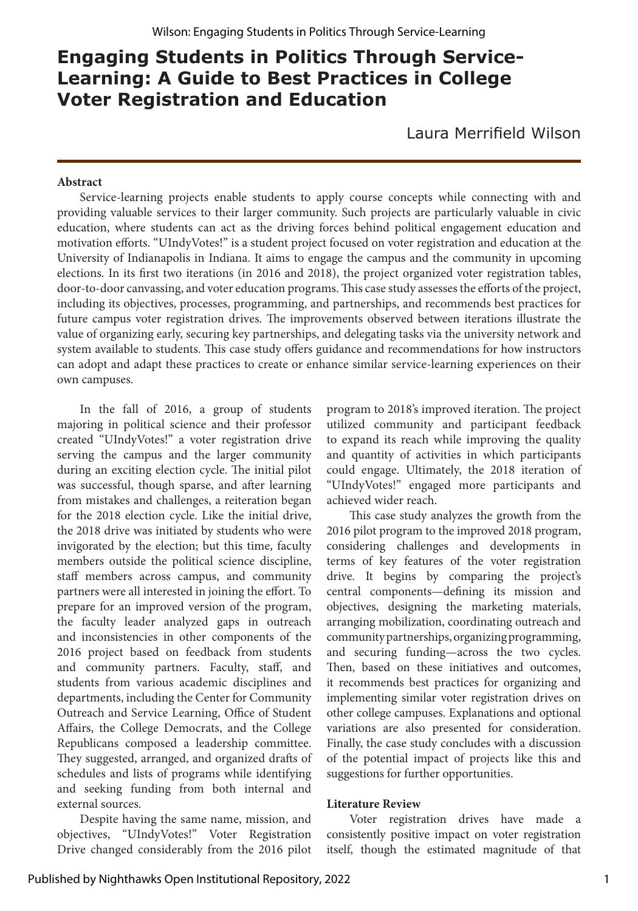# Engaging Students in Politics Through Service-Learning: A Guide to Best Practices in College Voter Registration and Education

Laura Merrifield Wilson

**Abstract**

Service-learning projects enable students to apply course concepts while connecting with and providing valuable services to their larger community. Such projects are particularly valuable in civic education, where students can act as the driving forces behind political engagement education and motivation efforts. "UIndyVotes!" is a student project focused on voter registration and education at the University of Indianapolis in Indiana. It aims to engage the campus and the community in upcoming elections. In its first two iterations (in 2016 and 2018), the project organized voter registration tables, door-to-door canvassing, and voter education programs. This case study assesses the efforts of the project, including its objectives, processes, programming, and partnerships, and recommends best practices for future campus voter registration drives. The improvements observed between iterations illustrate the value of organizing early, securing key partnerships, and delegating tasks via the university network and system available to students. This case study offers guidance and recommendations for how instructors can adopt and adapt these practices to create or enhance similar service-learning experiences on their own campuses.

In the fall of 2016, a group of students majoring in political science and their professor created "UIndyVotes!" a voter registration drive serving the campus and the larger community during an exciting election cycle. The initial pilot was successful, though sparse, and after learning from mistakes and challenges, a reiteration began for the 2018 election cycle. Like the initial drive, the 2018 drive was initiated by students who were invigorated by the election; but this time, faculty members outside the political science discipline, staff members across campus, and community partners were all interested in joining the effort. To prepare for an improved version of the program, the faculty leader analyzed gaps in outreach and inconsistencies in other components of the 2016 project based on feedback from students and community partners. Faculty, staff, and students from various academic disciplines and departments, including the Center for Community Outreach and Service Learning, Office of Student Affairs, the College Democrats, and the College Republicans composed a leadership committee. They suggested, arranged, and organized drafts of schedules and lists of programs while identifying and seeking funding from both internal and external sources.

Despite having the same name, mission, and objectives, "UIndyVotes!" Voter Registration Drive changed considerably from the 2016 pilot program to 2018's improved iteration. The project utilized community and participant feedback to expand its reach while improving the quality and quantity of activities in which participants could engage. Ultimately, the 2018 iteration of "UIndyVotes!" engaged more participants and achieved wider reach.

This case study analyzes the growth from the 2016 pilot program to the improved 2018 program, considering challenges and developments in terms of key features of the voter registration drive. It begins by comparing the project's central components—defining its mission and objectives, designing the marketing materials, arranging mobilization, coordinating outreach and community partnerships, organizing programming, and securing funding—across the two cycles. Then, based on these initiatives and outcomes, it recommends best practices for organizing and implementing similar voter registration drives on other college campuses. Explanations and optional variations are also presented for consideration. Finally, the case study concludes with a discussion of the potential impact of projects like this and suggestions for further opportunities.

**Literature Review**

Voter registration drives have made a consistently positive impact on voter registration itself, though the estimated magnitude of that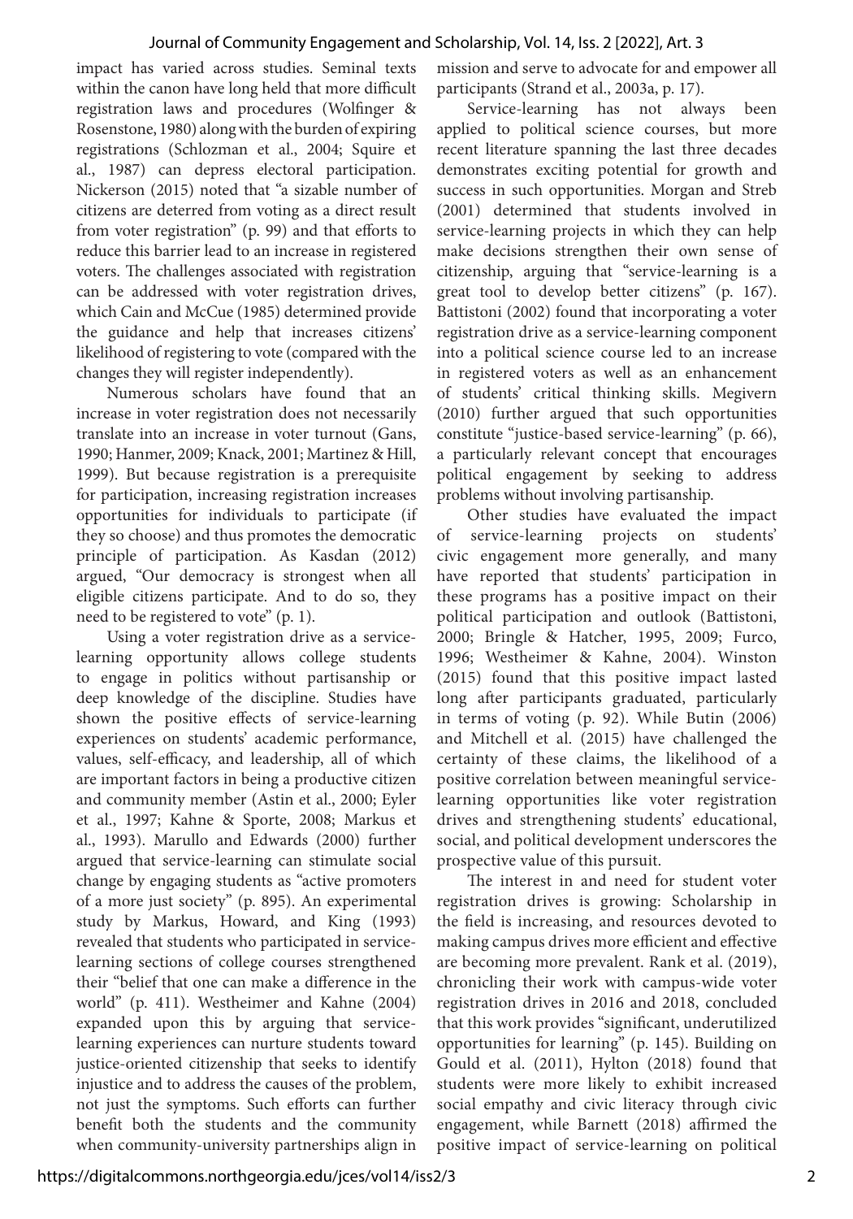impact has varied across studies. Seminal texts within the canon have long held that more difficult registration laws and procedures (Wolfinger & Rosenstone, 1980) along with the burden of expiring registrations (Schlozman et al., 2004; Squire et al., 1987) can depress electoral participation. Nickerson (2015) noted that "a sizable number of citizens are deterred from voting as a direct result from voter registration" (p. 99) and that efforts to reduce this barrier lead to an increase in registered voters. The challenges associated with registration can be addressed with voter registration drives, which Cain and McCue (1985) determined provide the guidance and help that increases citizens' likelihood of registering to vote (compared with the changes they will register independently).

Numerous scholars have found that an increase in voter registration does not necessarily translate into an increase in voter turnout (Gans, 1990; Hanmer, 2009; Knack, 2001; Martinez & Hill, 1999). But because registration is a prerequisite for participation, increasing registration increases opportunities for individuals to participate (if they so choose) and thus promotes the democratic principle of participation. As Kasdan (2012) argued, "Our democracy is strongest when all eligible citizens participate. And to do so, they need to be registered to vote" (p. 1).

Using a voter registration drive as a service-learning opportunity allows college students to engage in politics without partisanship or deep knowledge of the discipline. Studies have shown the positive effects of service-learning experiences on students' academic performance, values, self-efficacy, and leadership, all of which are important factors in being a productive citizen and community member (Astin et al., 2000; Eyler et al., 1997; Kahne & Sporte, 2008; Markus et al., 1993). Marullo and Edwards (2000) further argued that service-learning can stimulate social change by engaging students as "active promoters of a more just society" (p. 895). An experimental study by Markus, Howard, and King (1993) revealed that students who participated in service-learning sections of college courses strengthened their "belief that one can make a difference in the world" (p. 411). Westheimer and Kahne (2004) expanded upon this by arguing that service-learning experiences can nurture students toward justice-oriented citizenship that seeks to identify injustice and to address the causes of the problem, not just the symptoms. Such efforts can further benefit both the students and the community when community-university partnerships align in mission and serve to advocate for and empower all participants (Strand et al., 2003a, p. 17).

Service-learning has not always been applied to political science courses, but more recent literature spanning the last three decades demonstrates exciting potential for growth and success in such opportunities. Morgan and Streb (2001) determined that students involved in service-learning projects in which they can help make decisions strengthen their own sense of citizenship, arguing that "service-learning is a great tool to develop better citizens" (p. 167). Battistoni (2002) found that incorporating a voter registration drive as a service-learning component into a political science course led to an increase in registered voters as well as an enhancement of students' critical thinking skills. Megivern (2010) further argued that such opportunities constitute "justice-based service-learning" (p. 66), a particularly relevant concept that encourages political engagement by seeking to address problems without involving partisanship.

Other studies have evaluated the impact of service-learning projects on students' civic engagement more generally, and many have reported that students' participation in these programs has a positive impact on their political participation and outlook (Battistoni, 2000; Bringle & Hatcher, 1995, 2009; Furco, 1996; Westheimer & Kahne, 2004). Winston (2015) found that this positive impact lasted long after participants graduated, particularly in terms of voting (p. 92). While Butin (2006) and Mitchell et al. (2015) have challenged the certainty of these claims, the likelihood of a positive correlation between meaningful service-learning opportunities like voter registration drives and strengthening students' educational, social, and political development underscores the prospective value of this pursuit.

The interest in and need for student voter registration drives is growing: Scholarship in the field is increasing, and resources devoted to making campus drives more efficient and effective are becoming more prevalent. Rank et al. (2019), chronicling their work with campus-wide voter registration drives in 2016 and 2018, concluded that this work provides "significant, underutilized opportunities for learning" (p. 145). Building on Gould et al. (2011), Hylton (2018) found that students were more likely to exhibit increased social empathy and civic literacy through civic engagement, while Barnett (2018) affirmed the positive impact of service-learning on political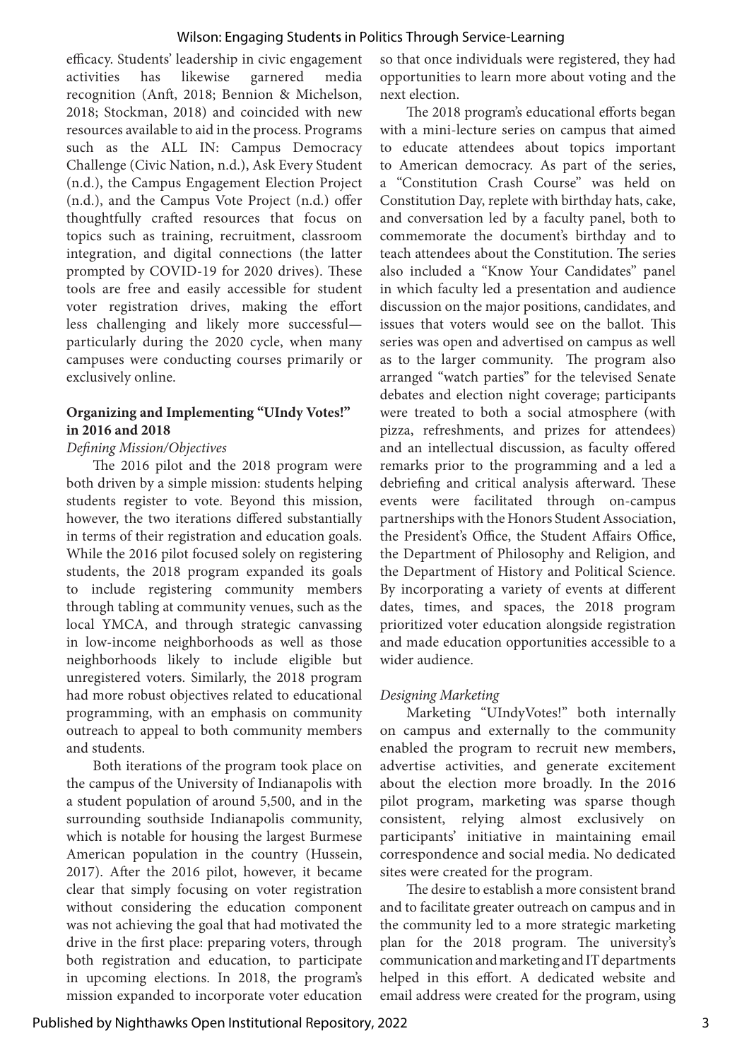efficacy. Students' leadership in civic engagement activities has likewise garnered media recognition (Anft, 2018; Bennion & Michelson, 2018; Stockman, 2018) and coincided with new resources available to aid in the process. Programs such as the ALL IN: Campus Democracy Challenge (Civic Nation, n.d.), Ask Every Student (n.d.), the Campus Engagement Election Project (n.d.), and the Campus Vote Project (n.d.) offer thoughtfully crafted resources that focus on topics such as training, recruitment, classroom integration, and digital connections (the latter prompted by COVID-19 for 2020 drives). These tools are free and easily accessible for student voter registration drives, making the effort less challenging and likely more successful—particularly during the 2020 cycle, when many campuses were conducting courses primarily or exclusively online.

## Organizing and Implementing "UIndy Votes!" in 2016 and 2018

### *Defining Mission/Objectives*

The 2016 pilot and the 2018 program were both driven by a simple mission: students helping students register to vote. Beyond this mission, however, the two iterations differed substantially in terms of their registration and education goals. While the 2016 pilot focused solely on registering students, the 2018 program expanded its goals to include registering community members through tabling at community venues, such as the local YMCA, and through strategic canvassing in low-income neighborhoods as well as those neighborhoods likely to include eligible but unregistered voters. Similarly, the 2018 program had more robust objectives related to educational programming, with an emphasis on community outreach to appeal to both community members and students.

Both iterations of the program took place on the campus of the University of Indianapolis with a student population of around 5,500, and in the surrounding southside Indianapolis community, which is notable for housing the largest Burmese American population in the country (Hussein, 2017). After the 2016 pilot, however, it became clear that simply focusing on voter registration without considering the education component was not achieving the goal that had motivated the drive in the first place: preparing voters, through both registration and education, to participate in upcoming elections. In 2018, the program's mission expanded to incorporate voter education so that once individuals were registered, they had opportunities to learn more about voting and the next election.

The 2018 program's educational efforts began with a mini-lecture series on campus that aimed to educate attendees about topics important to American democracy. As part of the series, a "Constitution Crash Course" was held on Constitution Day, replete with birthday hats, cake, and conversation led by a faculty panel, both to commemorate the document's birthday and to teach attendees about the Constitution. The series also included a "Know Your Candidates" panel in which faculty led a presentation and audience discussion on the major positions, candidates, and issues that voters would see on the ballot. This series was open and advertised on campus as well as to the larger community. The program also arranged "watch parties" for the televised Senate debates and election night coverage; participants were treated to both a social atmosphere (with pizza, refreshments, and prizes for attendees) and an intellectual discussion, as faculty offered remarks prior to the programming and a led a debriefing and critical analysis afterward. These events were facilitated through on-campus partnerships with the Honors Student Association, the President's Office, the Student Affairs Office, the Department of Philosophy and Religion, and the Department of History and Political Science. By incorporating a variety of events at different dates, times, and spaces, the 2018 program prioritized voter education alongside registration and made education opportunities accessible to a wider audience.

### *Designing Marketing*

Marketing "UIndyVotes!" both internally on campus and externally to the community enabled the program to recruit new members, advertise activities, and generate excitement about the election more broadly. In the 2016 pilot program, marketing was sparse though consistent, relying almost exclusively on participants' initiative in maintaining email correspondence and social media. No dedicated sites were created for the program.

The desire to establish a more consistent brand and to facilitate greater outreach on campus and in the community led to a more strategic marketing plan for the 2018 program. The university's communication and marketing and IT departments helped in this effort. A dedicated website and email address were created for the program, using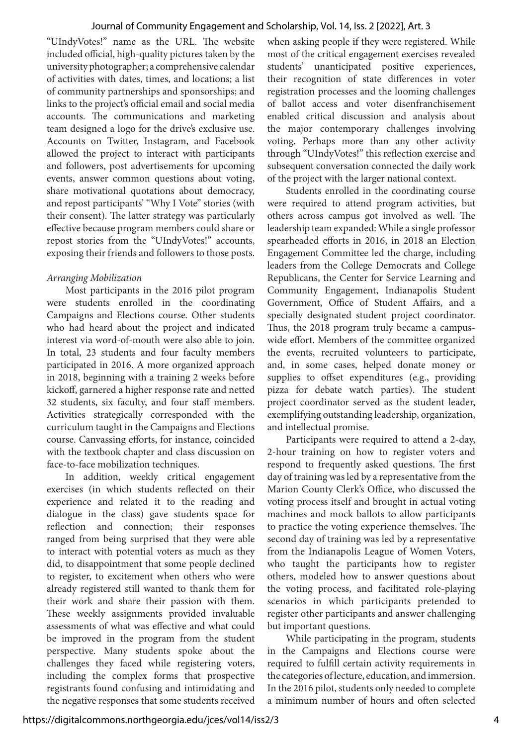"UIndyVotes!" name as the URL. The website included official, high-quality pictures taken by the university photographer; a comprehensive calendar of activities with dates, times, and locations; a list of community partnerships and sponsorships; and links to the project's official email and social media accounts. The communications and marketing team designed a logo for the drive's exclusive use. Accounts on Twitter, Instagram, and Facebook allowed the project to interact with participants and followers, post advertisements for upcoming events, answer common questions about voting, share motivational quotations about democracy, and repost participants' "Why I Vote" stories (with their consent). The latter strategy was particularly effective because program members could share or repost stories from the "UIndyVotes!" accounts, exposing their friends and followers to those posts.

*Arranging Mobilization*

Most participants in the 2016 pilot program were students enrolled in the coordinating Campaigns and Elections course. Other students who had heard about the project and indicated interest via word-of-mouth were also able to join. In total, 23 students and four faculty members participated in 2016. A more organized approach in 2018, beginning with a training 2 weeks before kickoff, garnered a higher response rate and netted 32 students, six faculty, and four staff members. Activities strategically corresponded with the curriculum taught in the Campaigns and Elections course. Canvassing efforts, for instance, coincided with the textbook chapter and class discussion on face-to-face mobilization techniques.

In addition, weekly critical engagement exercises (in which students reflected on their experience and related it to the reading and dialogue in the class) gave students space for reflection and connection; their responses ranged from being surprised that they were able to interact with potential voters as much as they did, to disappointment that some people declined to register, to excitement when others who were already registered still wanted to thank them for their work and share their passion with them. These weekly assignments provided invaluable assessments of what was effective and what could be improved in the program from the student perspective. Many students spoke about the challenges they faced while registering voters, including the complex forms that prospective registrants found confusing and intimidating and the negative responses that some students received when asking people if they were registered. While most of the critical engagement exercises revealed students' unanticipated positive experiences, their recognition of state differences in voter registration processes and the looming challenges of ballot access and voter disenfranchisement enabled critical discussion and analysis about the major contemporary challenges involving voting. Perhaps more than any other activity through "UIndyVotes!" this reflection exercise and subsequent conversation connected the daily work of the project with the larger national context.

Students enrolled in the coordinating course were required to attend program activities, but others across campus got involved as well. The leadership team expanded: While a single professor spearheaded efforts in 2016, in 2018 an Election Engagement Committee led the charge, including leaders from the College Democrats and College Republicans, the Center for Service Learning and Community Engagement, Indianapolis Student Government, Office of Student Affairs, and a specially designated student project coordinator. Thus, the 2018 program truly became a campus-wide effort. Members of the committee organized the events, recruited volunteers to participate, and, in some cases, helped donate money or supplies to offset expenditures (e.g., providing pizza for debate watch parties). The student project coordinator served as the student leader, exemplifying outstanding leadership, organization, and intellectual promise.

Participants were required to attend a 2-day, 2-hour training on how to register voters and respond to frequently asked questions. The first day of training was led by a representative from the Marion County Clerk's Office, who discussed the voting process itself and brought in actual voting machines and mock ballots to allow participants to practice the voting experience themselves. The second day of training was led by a representative from the Indianapolis League of Women Voters, who taught the participants how to register others, modeled how to answer questions about the voting process, and facilitated role-playing scenarios in which participants pretended to register other participants and answer challenging but important questions.

While participating in the program, students in the Campaigns and Elections course were required to fulfill certain activity requirements in the categories of lecture, education, and immersion. In the 2016 pilot, students only needed to complete a minimum number of hours and often selected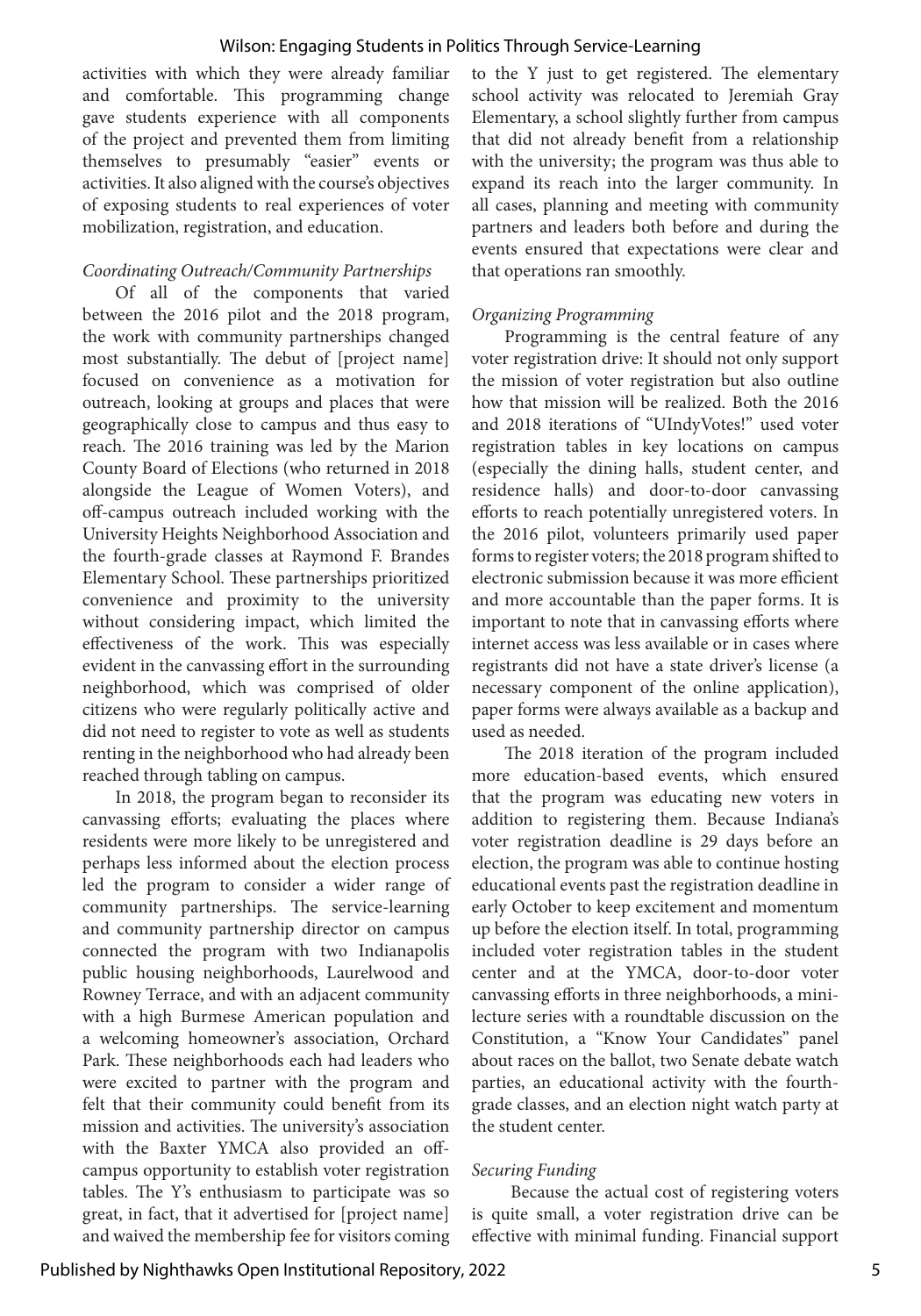activities with which they were already familiar and comfortable. This programming change gave students experience with all components of the project and prevented them from limiting themselves to presumably "easier" events or activities. It also aligned with the course's objectives of exposing students to real experiences of voter mobilization, registration, and education.

*Coordinating Outreach/Community Partnerships*

Of all of the components that varied between the 2016 pilot and the 2018 program, the work with community partnerships changed most substantially. The debut of [project name] focused on convenience as a motivation for outreach, looking at groups and places that were geographically close to campus and thus easy to reach. The 2016 training was led by the Marion County Board of Elections (who returned in 2018 alongside the League of Women Voters), and off-campus outreach included working with the University Heights Neighborhood Association and the fourth-grade classes at Raymond F. Brandes Elementary School. These partnerships prioritized convenience and proximity to the university without considering impact, which limited the effectiveness of the work. This was especially evident in the canvassing effort in the surrounding neighborhood, which was comprised of older citizens who were regularly politically active and did not need to register to vote as well as students renting in the neighborhood who had already been reached through tabling on campus.

In 2018, the program began to reconsider its canvassing efforts; evaluating the places where residents were more likely to be unregistered and perhaps less informed about the election process led the program to consider a wider range of community partnerships. The service-learning and community partnership director on campus connected the program with two Indianapolis public housing neighborhoods, Laurelwood and Rowney Terrace, and with an adjacent community with a high Burmese American population and a welcoming homeowner's association, Orchard Park. These neighborhoods each had leaders who were excited to partner with the program and felt that their community could benefit from its mission and activities. The university's association with the Baxter YMCA also provided an off-campus opportunity to establish voter registration tables. The Y's enthusiasm to participate was so great, in fact, that it advertised for [project name] and waived the membership fee for visitors coming to the Y just to get registered. The elementary school activity was relocated to Jeremiah Gray Elementary, a school slightly further from campus that did not already benefit from a relationship with the university; the program was thus able to expand its reach into the larger community. In all cases, planning and meeting with community partners and leaders both before and during the events ensured that expectations were clear and that operations ran smoothly.

*Organizing Programming*

Programming is the central feature of any voter registration drive: It should not only support the mission of voter registration but also outline how that mission will be realized. Both the 2016 and 2018 iterations of "UIndyVotes!" used voter registration tables in key locations on campus (especially the dining halls, student center, and residence halls) and door-to-door canvassing efforts to reach potentially unregistered voters. In the 2016 pilot, volunteers primarily used paper forms to register voters; the 2018 program shifted to electronic submission because it was more efficient and more accountable than the paper forms. It is important to note that in canvassing efforts where internet access was less available or in cases where registrants did not have a state driver's license (a necessary component of the online application), paper forms were always available as a backup and used as needed.

The 2018 iteration of the program included more education-based events, which ensured that the program was educating new voters in addition to registering them. Because Indiana's voter registration deadline is 29 days before an election, the program was able to continue hosting educational events past the registration deadline in early October to keep excitement and momentum up before the election itself. In total, programming included voter registration tables in the student center and at the YMCA, door-to-door voter canvassing efforts in three neighborhoods, a mini-lecture series with a roundtable discussion on the Constitution, a "Know Your Candidates" panel about races on the ballot, two Senate debate watch parties, an educational activity with the fourth-grade classes, and an election night watch party at the student center.

*Securing Funding*

Because the actual cost of registering voters is quite small, a voter registration drive can be effective with minimal funding. Financial support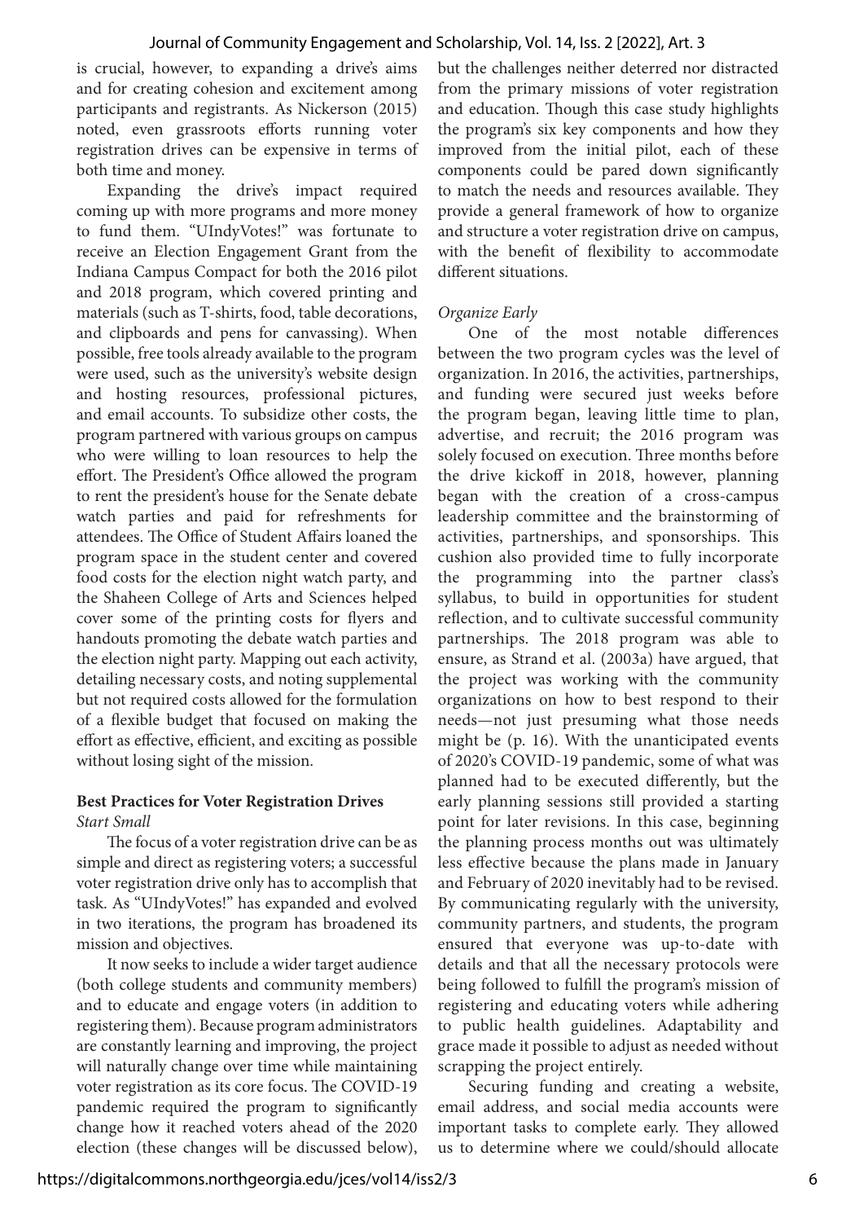is crucial, however, to expanding a drive's aims and for creating cohesion and excitement among participants and registrants. As Nickerson (2015) noted, even grassroots efforts running voter registration drives can be expensive in terms of both time and money.

Expanding the drive's impact required coming up with more programs and more money to fund them. "UIndyVotes!" was fortunate to receive an Election Engagement Grant from the Indiana Campus Compact for both the 2016 pilot and 2018 program, which covered printing and materials (such as T-shirts, food, table decorations, and clipboards and pens for canvassing). When possible, free tools already available to the program were used, such as the university's website design and hosting resources, professional pictures, and email accounts. To subsidize other costs, the program partnered with various groups on campus who were willing to loan resources to help the effort. The President's Office allowed the program to rent the president's house for the Senate debate watch parties and paid for refreshments for attendees. The Office of Student Affairs loaned the program space in the student center and covered food costs for the election night watch party, and the Shaheen College of Arts and Sciences helped cover some of the printing costs for flyers and handouts promoting the debate watch parties and the election night party. Mapping out each activity, detailing necessary costs, and noting supplemental but not required costs allowed for the formulation of a flexible budget that focused on making the effort as effective, efficient, and exciting as possible without losing sight of the mission.

**Best Practices for Voter Registration Drives**

*Start Small*

The focus of a voter registration drive can be as simple and direct as registering voters; a successful voter registration drive only has to accomplish that task. As "UIndyVotes!" has expanded and evolved in two iterations, the program has broadened its mission and objectives.

It now seeks to include a wider target audience (both college students and community members) and to educate and engage voters (in addition to registering them). Because program administrators are constantly learning and improving, the project will naturally change over time while maintaining voter registration as its core focus. The COVID-19 pandemic required the program to significantly change how it reached voters ahead of the 2020 election (these changes will be discussed below), but the challenges neither deterred nor distracted from the primary missions of voter registration and education. Though this case study highlights the program's six key components and how they improved from the initial pilot, each of these components could be pared down significantly to match the needs and resources available. They provide a general framework of how to organize and structure a voter registration drive on campus, with the benefit of flexibility to accommodate different situations.

*Organize Early*

One of the most notable differences between the two program cycles was the level of organization. In 2016, the activities, partnerships, and funding were secured just weeks before the program began, leaving little time to plan, advertise, and recruit; the 2016 program was solely focused on execution. Three months before the drive kickoff in 2018, however, planning began with the creation of a cross-campus leadership committee and the brainstorming of activities, partnerships, and sponsorships. This cushion also provided time to fully incorporate the programming into the partner class's syllabus, to build in opportunities for student reflection, and to cultivate successful community partnerships. The 2018 program was able to ensure, as Strand et al. (2003a) have argued, that the project was working with the community organizations on how to best respond to their needs—not just presuming what those needs might be (p. 16). With the unanticipated events of 2020's COVID-19 pandemic, some of what was planned had to be executed differently, but the early planning sessions still provided a starting point for later revisions. In this case, beginning the planning process months out was ultimately less effective because the plans made in January and February of 2020 inevitably had to be revised. By communicating regularly with the university, community partners, and students, the program ensured that everyone was up-to-date with details and that all the necessary protocols were being followed to fulfill the program's mission of registering and educating voters while adhering to public health guidelines. Adaptability and grace made it possible to adjust as needed without scrapping the project entirely.

Securing funding and creating a website, email address, and social media accounts were important tasks to complete early. They allowed us to determine where we could/should allocate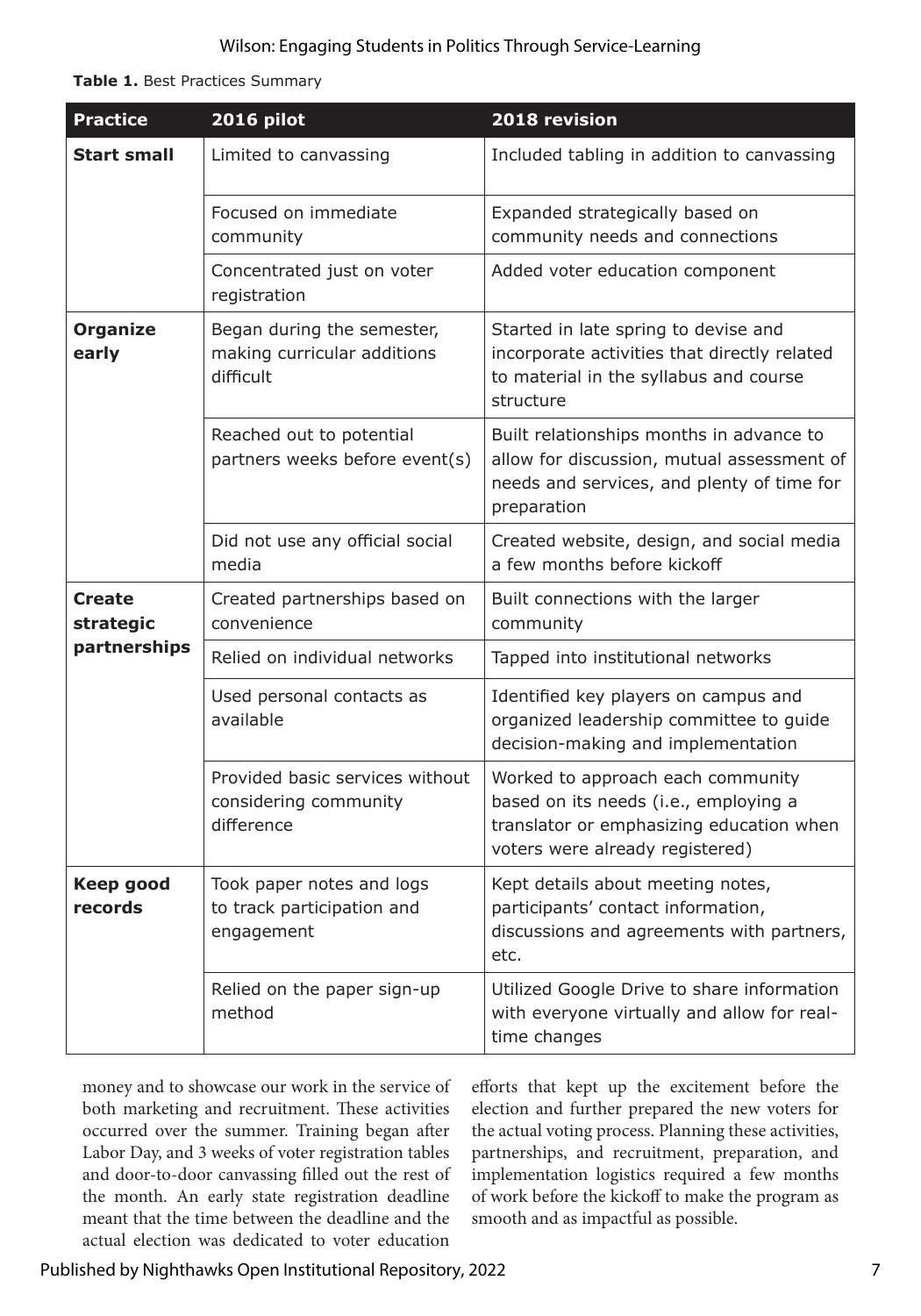**Table 1.** Best Practices Summary

| Practice | 2016 pilot | 2018 revision |
|---|---|---|
| **Start small** | Limited to canvassing | Included tabling in addition to canvassing |
| | Focused on immediate community | Expanded strategically based on community needs and connections |
| | Concentrated just on voter registration | Added voter education component |
| **Organize early** | Began during the semester, making curricular additions difficult | Started in late spring to devise and incorporate activities that directly related to material in the syllabus and course structure |
| | Reached out to potential partners weeks before event(s) | Built relationships months in advance to allow for discussion, mutual assessment of needs and services, and plenty of time for preparation |
| | Did not use any official social media | Created website, design, and social media a few months before kickoff |
| **Create strategic partnerships** | Created partnerships based on convenience | Built connections with the larger community |
| | Relied on individual networks | Tapped into institutional networks |
| | Used personal contacts as available | Identified key players on campus and organized leadership committee to guide decision-making and implementation |
| | Provided basic services without considering community difference | Worked to approach each community based on its needs (i.e., employing a translator or emphasizing education when voters were already registered) |
| **Keep good records** | Took paper notes and logs to track participation and engagement | Kept details about meeting notes, participants' contact information, discussions and agreements with partners, etc. |
| | Relied on the paper sign-up method | Utilized Google Drive to share information with everyone virtually and allow for real-time changes |

money and to showcase our work in the service of both marketing and recruitment. These activities occurred over the summer. Training began after Labor Day, and 3 weeks of voter registration tables and door-to-door canvassing filled out the rest of the month. An early state registration deadline meant that the time between the deadline and the actual election was dedicated to voter education efforts that kept up the excitement before the election and further prepared the new voters for the actual voting process. Planning these activities, partnerships, and recruitment, preparation, and implementation logistics required a few months of work before the kickoff to make the program as smooth and as impactful as possible.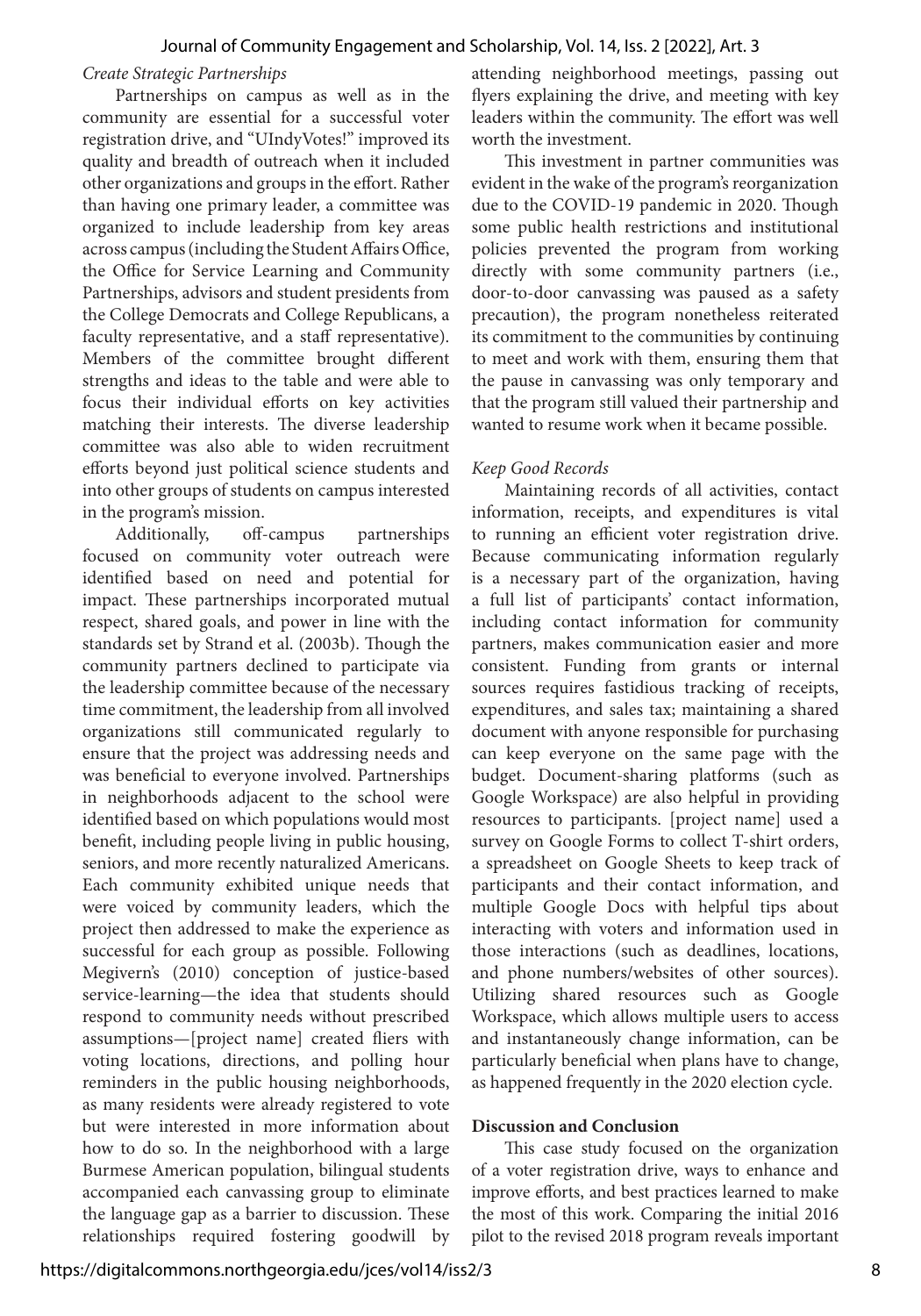*Create Strategic Partnerships*

Partnerships on campus as well as in the community are essential for a successful voter registration drive, and "UIndyVotes!" improved its quality and breadth of outreach when it included other organizations and groups in the effort. Rather than having one primary leader, a committee was organized to include leadership from key areas across campus (including the Student Affairs Office, the Office for Service Learning and Community Partnerships, advisors and student presidents from the College Democrats and College Republicans, a faculty representative, and a staff representative). Members of the committee brought different strengths and ideas to the table and were able to focus their individual efforts on key activities matching their interests. The diverse leadership committee was also able to widen recruitment efforts beyond just political science students and into other groups of students on campus interested in the program's mission.

Additionally, off-campus partnerships focused on community voter outreach were identified based on need and potential for impact. These partnerships incorporated mutual respect, shared goals, and power in line with the standards set by Strand et al. (2003b). Though the community partners declined to participate via the leadership committee because of the necessary time commitment, the leadership from all involved organizations still communicated regularly to ensure that the project was addressing needs and was beneficial to everyone involved. Partnerships in neighborhoods adjacent to the school were identified based on which populations would most benefit, including people living in public housing, seniors, and more recently naturalized Americans. Each community exhibited unique needs that were voiced by community leaders, which the project then addressed to make the experience as successful for each group as possible. Following Megivern's (2010) conception of justice-based service-learning—the idea that students should respond to community needs without prescribed assumptions—[project name] created fliers with voting locations, directions, and polling hour reminders in the public housing neighborhoods, as many residents were already registered to vote but were interested in more information about how to do so. In the neighborhood with a large Burmese American population, bilingual students accompanied each canvassing group to eliminate the language gap as a barrier to discussion. These relationships required fostering goodwill by attending neighborhood meetings, passing out flyers explaining the drive, and meeting with key leaders within the community. The effort was well worth the investment.

This investment in partner communities was evident in the wake of the program's reorganization due to the COVID-19 pandemic in 2020. Though some public health restrictions and institutional policies prevented the program from working directly with some community partners (i.e., door-to-door canvassing was paused as a safety precaution), the program nonetheless reiterated its commitment to the communities by continuing to meet and work with them, ensuring them that the pause in canvassing was only temporary and that the program still valued their partnership and wanted to resume work when it became possible.

*Keep Good Records*

Maintaining records of all activities, contact information, receipts, and expenditures is vital to running an efficient voter registration drive. Because communicating information regularly is a necessary part of the organization, having a full list of participants' contact information, including contact information for community partners, makes communication easier and more consistent. Funding from grants or internal sources requires fastidious tracking of receipts, expenditures, and sales tax; maintaining a shared document with anyone responsible for purchasing can keep everyone on the same page with the budget. Document-sharing platforms (such as Google Workspace) are also helpful in providing resources to participants. [project name] used a survey on Google Forms to collect T-shirt orders, a spreadsheet on Google Sheets to keep track of participants and their contact information, and multiple Google Docs with helpful tips about interacting with voters and information used in those interactions (such as deadlines, locations, and phone numbers/websites of other sources). Utilizing shared resources such as Google Workspace, which allows multiple users to access and instantaneously change information, can be particularly beneficial when plans have to change, as happened frequently in the 2020 election cycle.

**Discussion and Conclusion**

This case study focused on the organization of a voter registration drive, ways to enhance and improve efforts, and best practices learned to make the most of this work. Comparing the initial 2016 pilot to the revised 2018 program reveals important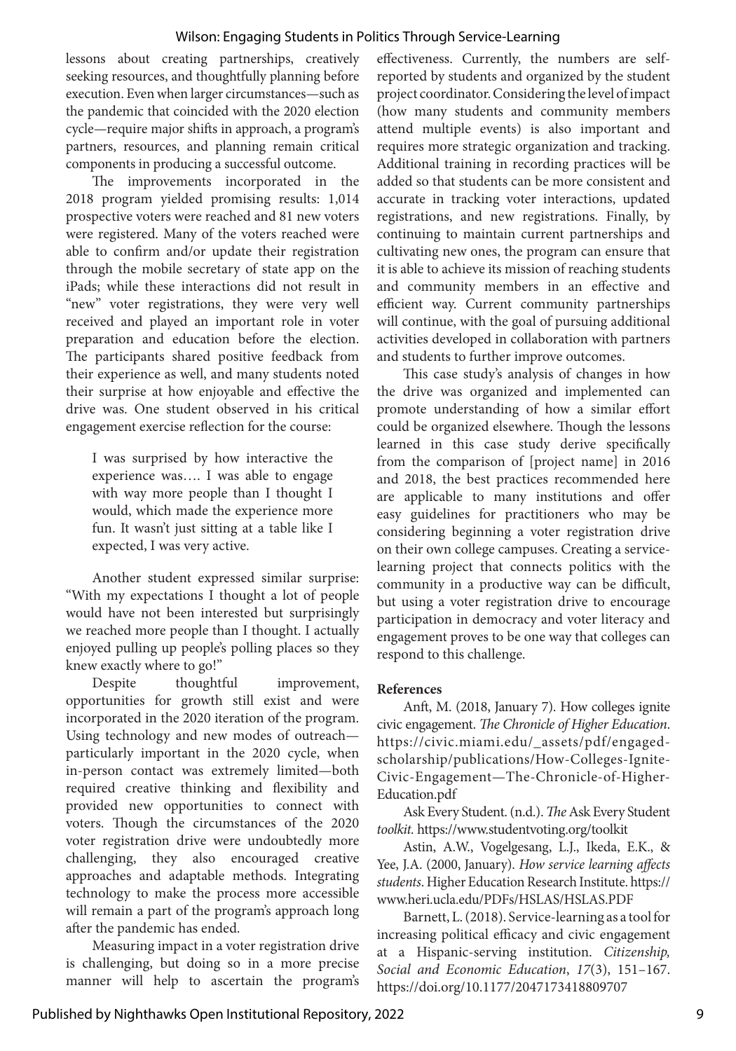lessons about creating partnerships, creatively seeking resources, and thoughtfully planning before execution. Even when larger circumstances—such as the pandemic that coincided with the 2020 election cycle—require major shifts in approach, a program's partners, resources, and planning remain critical components in producing a successful outcome.

The improvements incorporated in the 2018 program yielded promising results: 1,014 prospective voters were reached and 81 new voters were registered. Many of the voters reached were able to confirm and/or update their registration through the mobile secretary of state app on the iPads; while these interactions did not result in "new" voter registrations, they were very well received and played an important role in voter preparation and education before the election. The participants shared positive feedback from their experience as well, and many students noted their surprise at how enjoyable and effective the drive was. One student observed in his critical engagement exercise reflection for the course:

> I was surprised by how interactive the experience was…. I was able to engage with way more people than I thought I would, which made the experience more fun. It wasn't just sitting at a table like I expected, I was very active.

Another student expressed similar surprise: "With my expectations I thought a lot of people would have not been interested but surprisingly we reached more people than I thought. I actually enjoyed pulling up people's polling places so they knew exactly where to go!"

Despite thoughtful improvement, opportunities for growth still exist and were incorporated in the 2020 iteration of the program. Using technology and new modes of outreach—particularly important in the 2020 cycle, when in-person contact was extremely limited—both required creative thinking and flexibility and provided new opportunities to connect with voters. Though the circumstances of the 2020 voter registration drive were undoubtedly more challenging, they also encouraged creative approaches and adaptable methods. Integrating technology to make the process more accessible will remain a part of the program's approach long after the pandemic has ended.

Measuring impact in a voter registration drive is challenging, but doing so in a more precise manner will help to ascertain the program's effectiveness. Currently, the numbers are self-reported by students and organized by the student project coordinator. Considering the level of impact (how many students and community members attend multiple events) is also important and requires more strategic organization and tracking. Additional training in recording practices will be added so that students can be more consistent and accurate in tracking voter interactions, updated registrations, and new registrations. Finally, by continuing to maintain current partnerships and cultivating new ones, the program can ensure that it is able to achieve its mission of reaching students and community members in an effective and efficient way. Current community partnerships will continue, with the goal of pursuing additional activities developed in collaboration with partners and students to further improve outcomes.

This case study's analysis of changes in how the drive was organized and implemented can promote understanding of how a similar effort could be organized elsewhere. Though the lessons learned in this case study derive specifically from the comparison of [project name] in 2016 and 2018, the best practices recommended here are applicable to many institutions and offer easy guidelines for practitioners who may be considering beginning a voter registration drive on their own college campuses. Creating a service-learning project that connects politics with the community in a productive way can be difficult, but using a voter registration drive to encourage participation in democracy and voter literacy and engagement proves to be one way that colleges can respond to this challenge.

## References

Anft, M. (2018, January 7). How colleges ignite civic engagement. *The Chronicle of Higher Education*. https://civic.miami.edu/_assets/pdf/engaged-scholarship/publications/How-Colleges-Ignite-Civic-Engagement—The-Chronicle-of-Higher-Education.pdf

Ask Every Student. (n.d.). *The* Ask Every Student *toolkit*. https://www.studentvoting.org/toolkit

Astin, A.W., Vogelgesang, L.J., Ikeda, E.K., & Yee, J.A. (2000, January). *How service learning affects students*. Higher Education Research Institute. https://www.heri.ucla.edu/PDFs/HSLAS/HSLAS.PDF

Barnett, L. (2018). Service-learning as a tool for increasing political efficacy and civic engagement at a Hispanic-serving institution. *Citizenship, Social and Economic Education*, *17*(3), 151–167. https://doi.org/10.1177/2047173418809707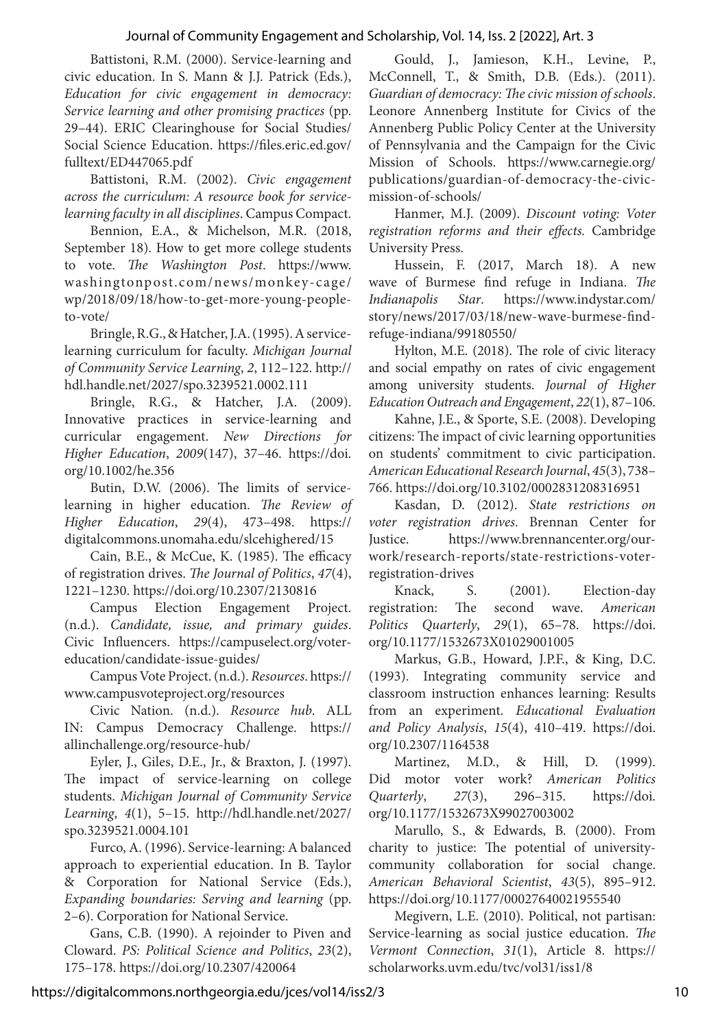Battistoni, R.M. (2000). Service-learning and civic education. In S. Mann & J.J. Patrick (Eds.), *Education for civic engagement in democracy: Service learning and other promising practices* (pp. 29–44). ERIC Clearinghouse for Social Studies/ Social Science Education. https://files.eric.ed.gov/fulltext/ED447065.pdf

Battistoni, R.M. (2002). *Civic engagement across the curriculum: A resource book for service-learning faculty in all disciplines*. Campus Compact.

Bennion, E.A., & Michelson, M.R. (2018, September 18). How to get more college students to vote. *The Washington Post*. https://www.washingtonpost.com/news/monkey-cage/wp/2018/09/18/how-to-get-more-young-people-to-vote/

Bringle, R.G., & Hatcher, J.A. (1995). A service-learning curriculum for faculty. *Michigan Journal of Community Service Learning*, *2*, 112–122. http://hdl.handle.net/2027/spo.3239521.0002.111

Bringle, R.G., & Hatcher, J.A. (2009). Innovative practices in service-learning and curricular engagement. *New Directions for Higher Education*, *2009*(147), 37–46. https://doi.org/10.1002/he.356

Butin, D.W. (2006). The limits of service-learning in higher education. *The Review of Higher Education*, *29*(4), 473–498. https://digitalcommons.unomaha.edu/slcehighered/15

Cain, B.E., & McCue, K. (1985). The efficacy of registration drives. *The Journal of Politics*, *47*(4), 1221–1230. https://doi.org/10.2307/2130816

Campus Election Engagement Project. (n.d.). *Candidate, issue, and primary guides*. Civic Influencers. https://campuselect.org/voter-education/candidate-issue-guides/

Campus Vote Project. (n.d.). *Resources*. https://www.campusvoteproject.org/resources

Civic Nation. (n.d.). *Resource hub*. ALL IN: Campus Democracy Challenge. https://allinchallenge.org/resource-hub/

Eyler, J., Giles, D.E., Jr., & Braxton, J. (1997). The impact of service-learning on college students. *Michigan Journal of Community Service Learning*, *4*(1), 5–15. http://hdl.handle.net/2027/spo.3239521.0004.101

Furco, A. (1996). Service-learning: A balanced approach to experiential education. In B. Taylor & Corporation for National Service (Eds.), *Expanding boundaries: Serving and learning* (pp. 2–6). Corporation for National Service.

Gans, C.B. (1990). A rejoinder to Piven and Cloward. *PS: Political Science and Politics*, *23*(2), 175–178. https://doi.org/10.2307/420064

Gould, J., Jamieson, K.H., Levine, P., McConnell, T., & Smith, D.B. (Eds.). (2011). *Guardian of democracy: The civic mission of schools*. Leonore Annenberg Institute for Civics of the Annenberg Public Policy Center at the University of Pennsylvania and the Campaign for the Civic Mission of Schools. https://www.carnegie.org/publications/guardian-of-democracy-the-civic-mission-of-schools/

Hanmer, M.J. (2009). *Discount voting: Voter registration reforms and their effects.* Cambridge University Press.

Hussein, F. (2017, March 18). A new wave of Burmese find refuge in Indiana. *The Indianapolis Star*. https://www.indystar.com/story/news/2017/03/18/new-wave-burmese-find-refuge-indiana/99180550/

Hylton, M.E. (2018). The role of civic literacy and social empathy on rates of civic engagement among university students. *Journal of Higher Education Outreach and Engagement*, *22*(1), 87–106.

Kahne, J.E., & Sporte, S.E. (2008). Developing citizens: The impact of civic learning opportunities on students' commitment to civic participation. *American Educational Research Journal*, *45*(3), 738–766. https://doi.org/10.3102/0002831208316951

Kasdan, D. (2012). *State restrictions on voter registration drives*. Brennan Center for Justice. https://www.brennancenter.org/our-work/research-reports/state-restrictions-voter-registration-drives

Knack, S. (2001). Election-day registration: The second wave. *American Politics Quarterly*, *29*(1), 65–78. https://doi.org/10.1177/1532673X01029001005

Markus, G.B., Howard, J.P.F., & King, D.C. (1993). Integrating community service and classroom instruction enhances learning: Results from an experiment. *Educational Evaluation and Policy Analysis*, *15*(4), 410–419. https://doi.org/10.2307/1164538

Martinez, M.D., & Hill, D. (1999). Did motor voter work? *American Politics Quarterly*, *27*(3), 296–315. https://doi.org/10.1177/1532673X99027003002

Marullo, S., & Edwards, B. (2000). From charity to justice: The potential of university-community collaboration for social change. *American Behavioral Scientist*, *43*(5), 895–912. https://doi.org/10.1177/00027640021955540

Megivern, L.E. (2010). Political, not partisan: Service-learning as social justice education. *The Vermont Connection*, *31*(1), Article 8. https://scholarworks.uvm.edu/tvc/vol31/iss1/8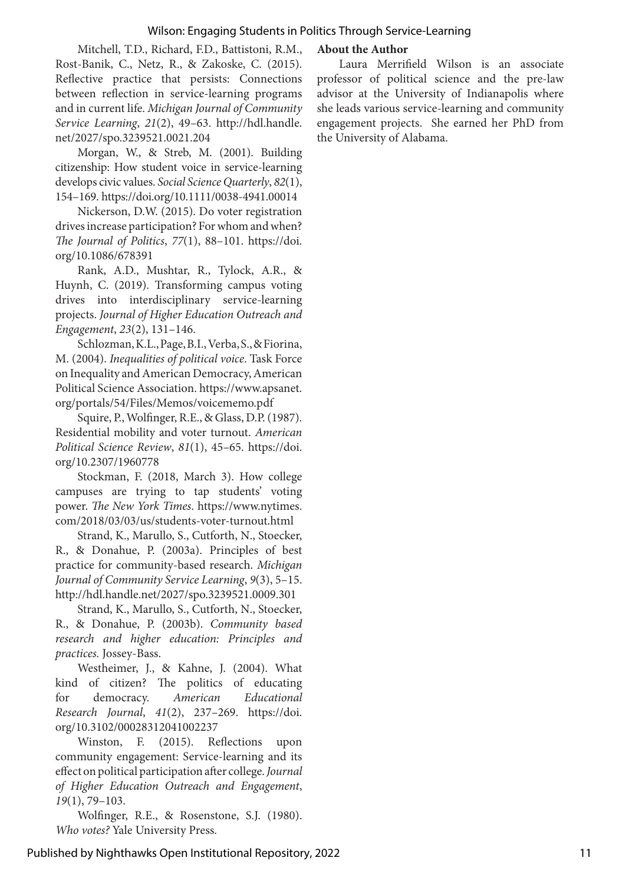Mitchell, T.D., Richard, F.D., Battistoni, R.M., Rost-Banik, C., Netz, R., & Zakoske, C. (2015). Reflective practice that persists: Connections between reflection in service-learning programs and in current life. *Michigan Journal of Community Service Learning*, *21*(2), 49–63. http://hdl.handle.net/2027/spo.3239521.0021.204

Morgan, W., & Streb, M. (2001). Building citizenship: How student voice in service-learning develops civic values. *Social Science Quarterly*, *82*(1), 154–169. https://doi.org/10.1111/0038-4941.00014

Nickerson, D.W. (2015). Do voter registration drives increase participation? For whom and when? *The Journal of Politics*, *77*(1), 88–101. https://doi.org/10.1086/678391

Rank, A.D., Mushtar, R., Tylock, A.R., & Huynh, C. (2019). Transforming campus voting drives into interdisciplinary service-learning projects. *Journal of Higher Education Outreach and Engagement*, *23*(2), 131–146.

Schlozman, K.L., Page, B.I., Verba, S., & Fiorina, M. (2004). *Inequalities of political voice*. Task Force on Inequality and American Democracy, American Political Science Association. https://www.apsanet.org/portals/54/Files/Memos/voicememo.pdf

Squire, P., Wolfinger, R.E., & Glass, D.P. (1987). Residential mobility and voter turnout. *American Political Science Review*, *81*(1), 45–65. https://doi.org/10.2307/1960778

Stockman, F. (2018, March 3). How college campuses are trying to tap students' voting power. *The New York Times*. https://www.nytimes.com/2018/03/03/us/students-voter-turnout.html

Strand, K., Marullo, S., Cutforth, N., Stoecker, R., & Donahue, P. (2003a). Principles of best practice for community-based research. *Michigan Journal of Community Service Learning*, *9*(3), 5–15. http://hdl.handle.net/2027/spo.3239521.0009.301

Strand, K., Marullo, S., Cutforth, N., Stoecker, R., & Donahue, P. (2003b). *Community based research and higher education: Principles and practices.* Jossey-Bass.

Westheimer, J., & Kahne, J. (2004). What kind of citizen? The politics of educating for democracy. *American Educational Research Journal*, *41*(2), 237–269. https://doi.org/10.3102/00028312041002237

Winston, F. (2015). Reflections upon community engagement: Service-learning and its effect on political participation after college. *Journal of Higher Education Outreach and Engagement*, *19*(1), 79–103.

Wolfinger, R.E., & Rosenstone, S.J. (1980). *Who votes?* Yale University Press.

**About the Author**

Laura Merrifield Wilson is an associate professor of political science and the pre-law advisor at the University of Indianapolis where she leads various service-learning and community engagement projects. She earned her PhD from the University of Alabama.